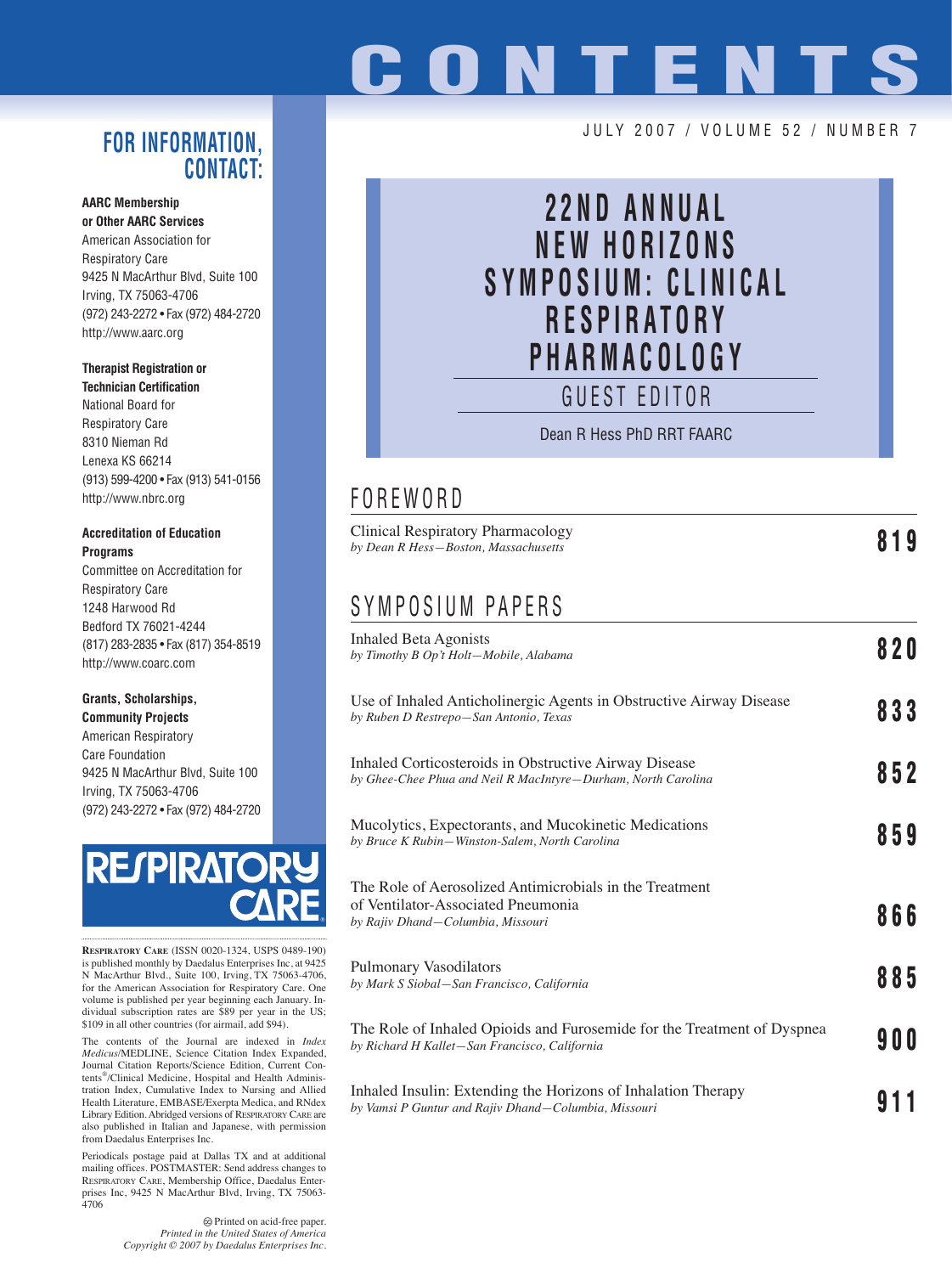# CONTENTS

JULY 2007 / VOLUME 52 / NUMBER 7

## 22ND ANNUAL NEW HORIZONS SYMPOSIUM: CLINICAL RESPIRATORY PHARMACOLOGY

GUEST EDITOR

Dean R Hess PhD RRT FAARC

## FOREWORD

Clinical Respiratory Pharmacology
*by Dean R Hess—Boston, Massachusetts* — **819**

## SYMPOSIUM PAPERS

Inhaled Beta Agonists
*by Timothy B Op't Holt—Mobile, Alabama* — **820**

Use of Inhaled Anticholinergic Agents in Obstructive Airway Disease
*by Ruben D Restrepo—San Antonio, Texas* — **833**

Inhaled Corticosteroids in Obstructive Airway Disease
*by Ghee-Chee Phua and Neil R MacIntyre—Durham, North Carolina* — **852**

Mucolytics, Expectorants, and Mucokinetic Medications
*by Bruce K Rubin—Winston-Salem, North Carolina* — **859**

The Role of Aerosolized Antimicrobials in the Treatment of Ventilator-Associated Pneumonia
*by Rajiv Dhand—Columbia, Missouri* — **866**

Pulmonary Vasodilators
*by Mark S Siobal—San Francisco, California* — **885**

The Role of Inhaled Opioids and Furosemide for the Treatment of Dyspnea
*by Richard H Kallet—San Francisco, California* — **900**

Inhaled Insulin: Extending the Horizons of Inhalation Therapy
*by Vamsi P Guntur and Rajiv Dhand—Columbia, Missouri* — **911**

## FOR INFORMATION, CONTACT:

**AARC Membership or Other AARC Services**
American Association for Respiratory Care
9425 N MacArthur Blvd, Suite 100
Irving, TX 75063-4706
(972) 243-2272 • Fax (972) 484-2720
http://www.aarc.org

**Therapist Registration or Technician Certification**
National Board for Respiratory Care
8310 Nieman Rd
Lenexa KS 66214
(913) 599-4200 • Fax (913) 541-0156
http://www.nbrc.org

**Accreditation of Education Programs**
Committee on Accreditation for Respiratory Care
1248 Harwood Rd
Bedford TX 76021-4244
(817) 283-2835 • Fax (817) 354-8519
http://www.coarc.com

**Grants, Scholarships, Community Projects**
American Respiratory Care Foundation
9425 N MacArthur Blvd, Suite 100
Irving, TX 75063-4706
(972) 243-2272 • Fax (972) 484-2720

RESPIRATORY CARE

**RESPIRATORY CARE** (ISSN 0020-1324, USPS 0489-190) is published monthly by Daedalus Enterprises Inc, at 9425 N MacArthur Blvd., Suite 100, Irving, TX 75063-4706, for the American Association for Respiratory Care. One volume is published per year beginning each January. Individual subscription rates are $89 per year in the US; $109 in all other countries (for airmail, add $94).

The contents of the Journal are indexed in *Index Medicus*/MEDLINE, Science Citation Index Expanded, Journal Citation Reports/Science Edition, Current Contents®/Clinical Medicine, Hospital and Health Administration Index, Cumulative Index to Nursing and Allied Health Literature, EMBASE/Exerpta Medica, and RNdex Library Edition. Abridged versions of RESPIRATORY CARE are also published in Italian and Japanese, with permission from Daedalus Enterprises Inc.

Periodicals postage paid at Dallas TX and at additional mailing offices. POSTMASTER: Send address changes to RESPIRATORY CARE, Membership Office, Daedalus Enterprises Inc, 9425 N MacArthur Blvd, Irving, TX 75063-4706

Printed on acid-free paper.
*Printed in the United States of America*
*Copyright © 2007 by Daedalus Enterprises Inc.*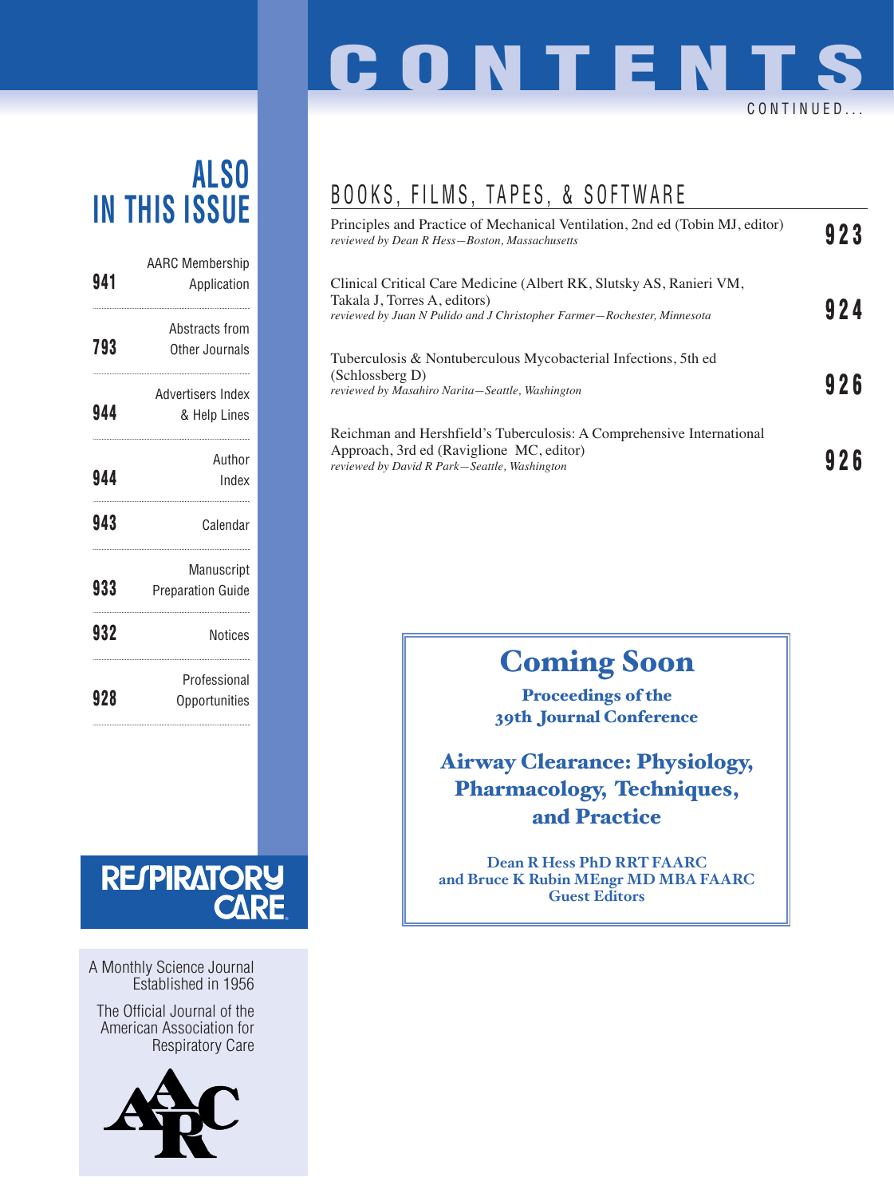# CONTENTS

CONTINUED...

## BOOKS, FILMS, TAPES, & SOFTWARE

Principles and Practice of Mechanical Ventilation, 2nd ed (Tobin MJ, editor)
*reviewed by Dean R Hess—Boston, Massachusetts* **923**

Clinical Critical Care Medicine (Albert RK, Slutsky AS, Ranieri VM, Takala J, Torres A, editors)
*reviewed by Juan N Pulido and J Christopher Farmer—Rochester, Minnesota* **924**

Tuberculosis & Nontuberculous Mycobacterial Infections, 5th ed (Schlossberg D)
*reviewed by Masahiro Narita—Seattle, Washington* **926**

Reichman and Hershfield's Tuberculosis: A Comprehensive International Approach, 3rd ed (Raviglione MC, editor)
*reviewed by David R Park—Seattle, Washington* **926**

## Coming Soon

**Proceedings of the 39th Journal Conference**

**Airway Clearance: Physiology, Pharmacology, Techniques, and Practice**

**Dean R Hess PhD RRT FAARC and Bruce K Rubin MEngr MD MBA FAARC**
**Guest Editors**

## ALSO IN THIS ISSUE

| | |
|---|---|
| 941 | AARC Membership Application |
| 793 | Abstracts from Other Journals |
| 944 | Advertisers Index & Help Lines |
| 944 | Author Index |
| 943 | Calendar |
| 933 | Manuscript Preparation Guide |
| 932 | Notices |
| 928 | Professional Opportunities |

RESPIRATORY CARE

A Monthly Science Journal
Established in 1956

The Official Journal of the American Association for Respiratory Care

AARC